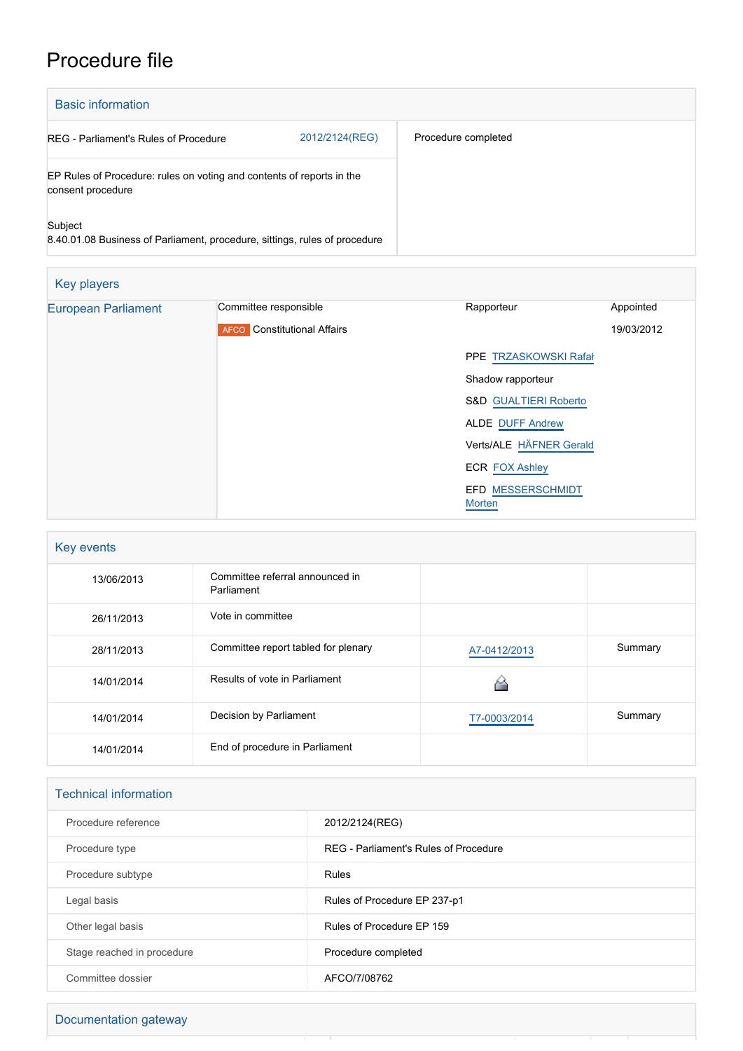# Procedure file

## Basic information

| | |
|---|---|
| REG - Parliament's Rules of Procedure 2012/2124(REG) | Procedure completed |
| EP Rules of Procedure: rules on voting and contents of reports in the consent procedure | |
| Subject<br>8.40.01.08 Business of Parliament, procedure, sittings, rules of procedure | |

## Key players

| | Committee responsible | Rapporteur | Appointed |
|---|---|---|---|
| European Parliament | AFCO Constitutional Affairs | | 19/03/2012 |
| | | PPE TRZASKOWSKI Rafał | |
| | | Shadow rapporteur | |
| | | S&D GUALTIERI Roberto | |
| | | ALDE DUFF Andrew | |
| | | Verts/ALE HÄFNER Gerald | |
| | | ECR FOX Ashley | |
| | | EFD MESSERSCHMIDT Morten | |

## Key events

| | | | |
|---|---|---|---|
| 13/06/2013 | Committee referral announced in Parliament | | |
| 26/11/2013 | Vote in committee | | |
| 28/11/2013 | Committee report tabled for plenary | A7-0412/2013 | Summary |
| 14/01/2014 | Results of vote in Parliament | | |
| 14/01/2014 | Decision by Parliament | T7-0003/2014 | Summary |
| 14/01/2014 | End of procedure in Parliament | | |

## Technical information

| | |
|---|---|
| Procedure reference | 2012/2124(REG) |
| Procedure type | REG - Parliament's Rules of Procedure |
| Procedure subtype | Rules |
| Legal basis | Rules of Procedure EP 237-p1 |
| Other legal basis | Rules of Procedure EP 159 |
| Stage reached in procedure | Procedure completed |
| Committee dossier | AFCO/7/08762 |

## Documentation gateway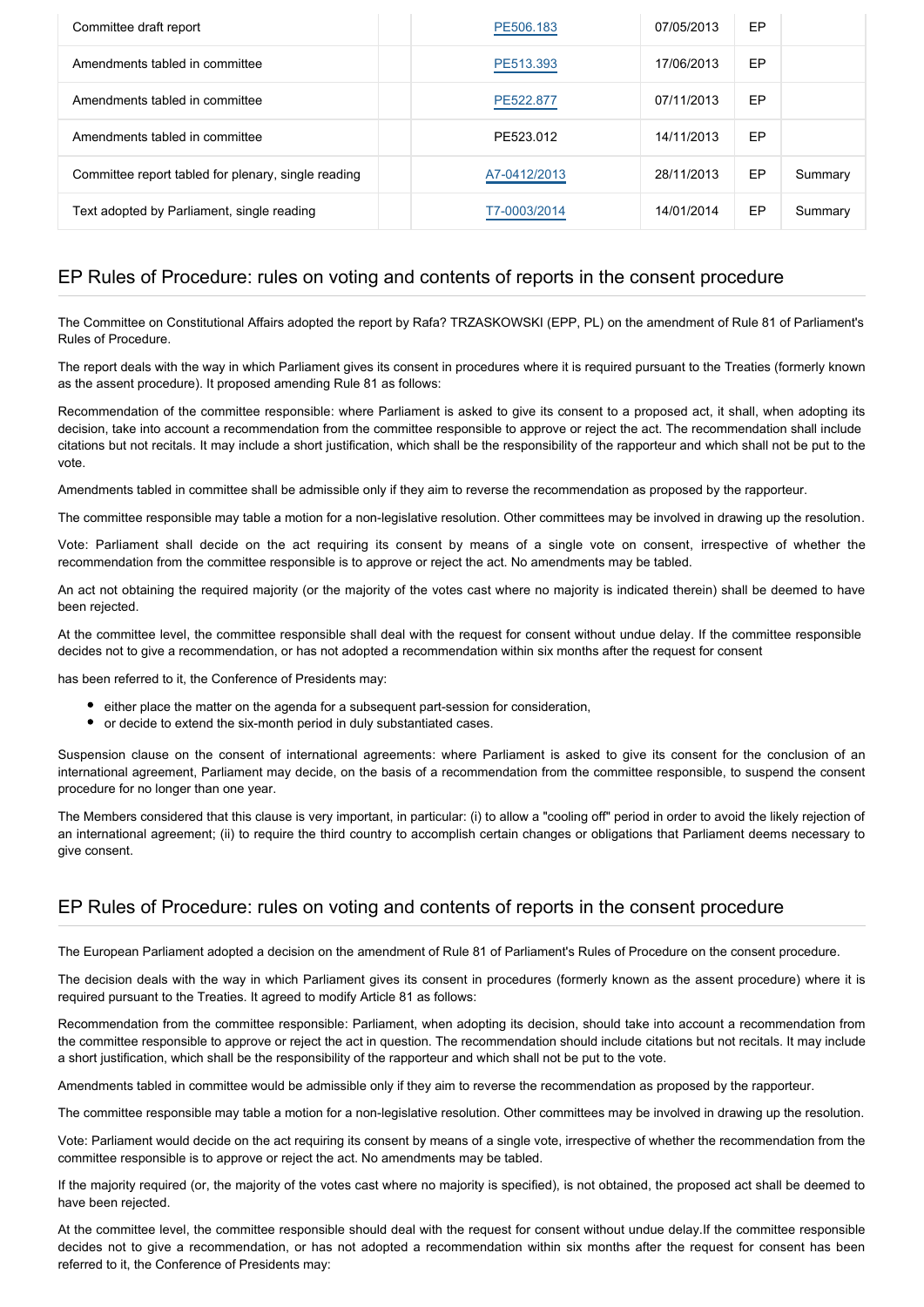| | | | | |
|---|---|---|---|---|
| Committee draft report | PE506.183 | 07/05/2013 | EP | |
| Amendments tabled in committee | PE513.393 | 17/06/2013 | EP | |
| Amendments tabled in committee | PE522.877 | 07/11/2013 | EP | |
| Amendments tabled in committee | PE523.012 | 14/11/2013 | EP | |
| Committee report tabled for plenary, single reading | A7-0412/2013 | 28/11/2013 | EP | Summary |
| Text adopted by Parliament, single reading | T7-0003/2014 | 14/01/2014 | EP | Summary |

## EP Rules of Procedure: rules on voting and contents of reports in the consent procedure

The Committee on Constitutional Affairs adopted the report by Rafa? TRZASKOWSKI (EPP, PL) on the amendment of Rule 81 of Parliament's Rules of Procedure.

The report deals with the way in which Parliament gives its consent in procedures where it is required pursuant to the Treaties (formerly known as the assent procedure). It proposed amending Rule 81 as follows:

Recommendation of the committee responsible: where Parliament is asked to give its consent to a proposed act, it shall, when adopting its decision, take into account a recommendation from the committee responsible to approve or reject the act. The recommendation shall include citations but not recitals. It may include a short justification, which shall be the responsibility of the rapporteur and which shall not be put to the vote.

Amendments tabled in committee shall be admissible only if they aim to reverse the recommendation as proposed by the rapporteur.

The committee responsible may table a motion for a non-legislative resolution. Other committees may be involved in drawing up the resolution.

Vote: Parliament shall decide on the act requiring its consent by means of a single vote on consent, irrespective of whether the recommendation from the committee responsible is to approve or reject the act. No amendments may be tabled.

An act not obtaining the required majority (or the majority of the votes cast where no majority is indicated therein) shall be deemed to have been rejected.

At the committee level, the committee responsible shall deal with the request for consent without undue delay. If the committee responsible decides not to give a recommendation, or has not adopted a recommendation within six months after the request for consent has been referred to it, the Conference of Presidents may:

- either place the matter on the agenda for a subsequent part-session for consideration,
- or decide to extend the six-month period in duly substantiated cases.

Suspension clause on the consent of international agreements: where Parliament is asked to give its consent for the conclusion of an international agreement, Parliament may decide, on the basis of a recommendation from the committee responsible, to suspend the consent procedure for no longer than one year.

The Members considered that this clause is very important, in particular: (i) to allow a "cooling off" period in order to avoid the likely rejection of an international agreement; (ii) to require the third country to accomplish certain changes or obligations that Parliament deems necessary to give consent.

## EP Rules of Procedure: rules on voting and contents of reports in the consent procedure

The European Parliament adopted a decision on the amendment of Rule 81 of Parliament's Rules of Procedure on the consent procedure.

The decision deals with the way in which Parliament gives its consent in procedures (formerly known as the assent procedure) where it is required pursuant to the Treaties. It agreed to modify Article 81 as follows:

Recommendation from the committee responsible: Parliament, when adopting its decision, should take into account a recommendation from the committee responsible to approve or reject the act in question. The recommendation should include citations but not recitals. It may include a short justification, which shall be the responsibility of the rapporteur and which shall not be put to the vote.

Amendments tabled in committee would be admissible only if they aim to reverse the recommendation as proposed by the rapporteur.

The committee responsible may table a motion for a non-legislative resolution. Other committees may be involved in drawing up the resolution.

Vote: Parliament would decide on the act requiring its consent by means of a single vote, irrespective of whether the recommendation from the committee responsible is to approve or reject the act. No amendments may be tabled.

If the majority required (or, the majority of the votes cast where no majority is specified), is not obtained, the proposed act shall be deemed to have been rejected.

At the committee level, the committee responsible should deal with the request for consent without undue delay.If the committee responsible decides not to give a recommendation, or has not adopted a recommendation within six months after the request for consent has been referred to it, the Conference of Presidents may: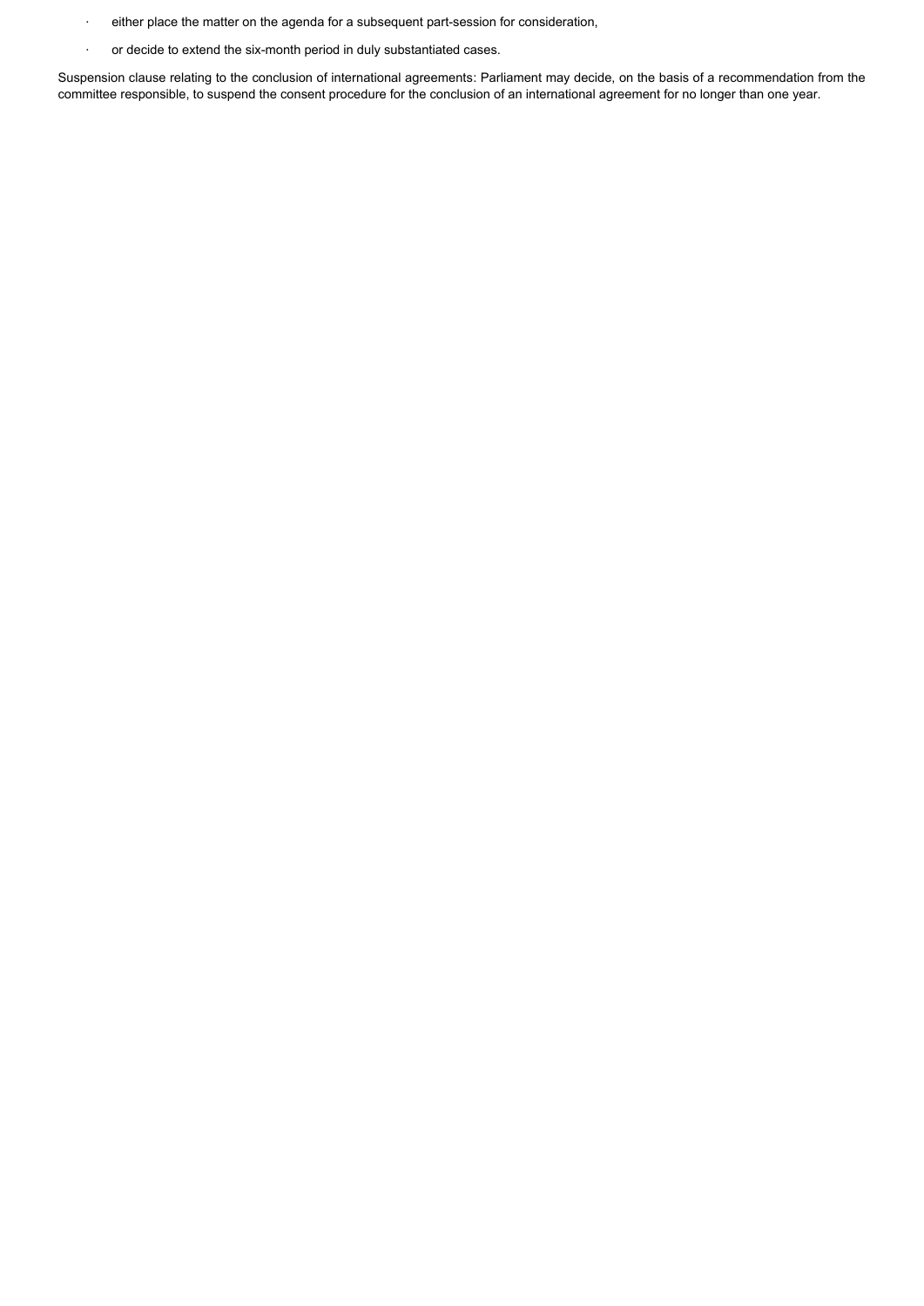- either place the matter on the agenda for a subsequent part-session for consideration,
- or decide to extend the six-month period in duly substantiated cases.

Suspension clause relating to the conclusion of international agreements: Parliament may decide, on the basis of a recommendation from the committee responsible, to suspend the consent procedure for the conclusion of an international agreement for no longer than one year.